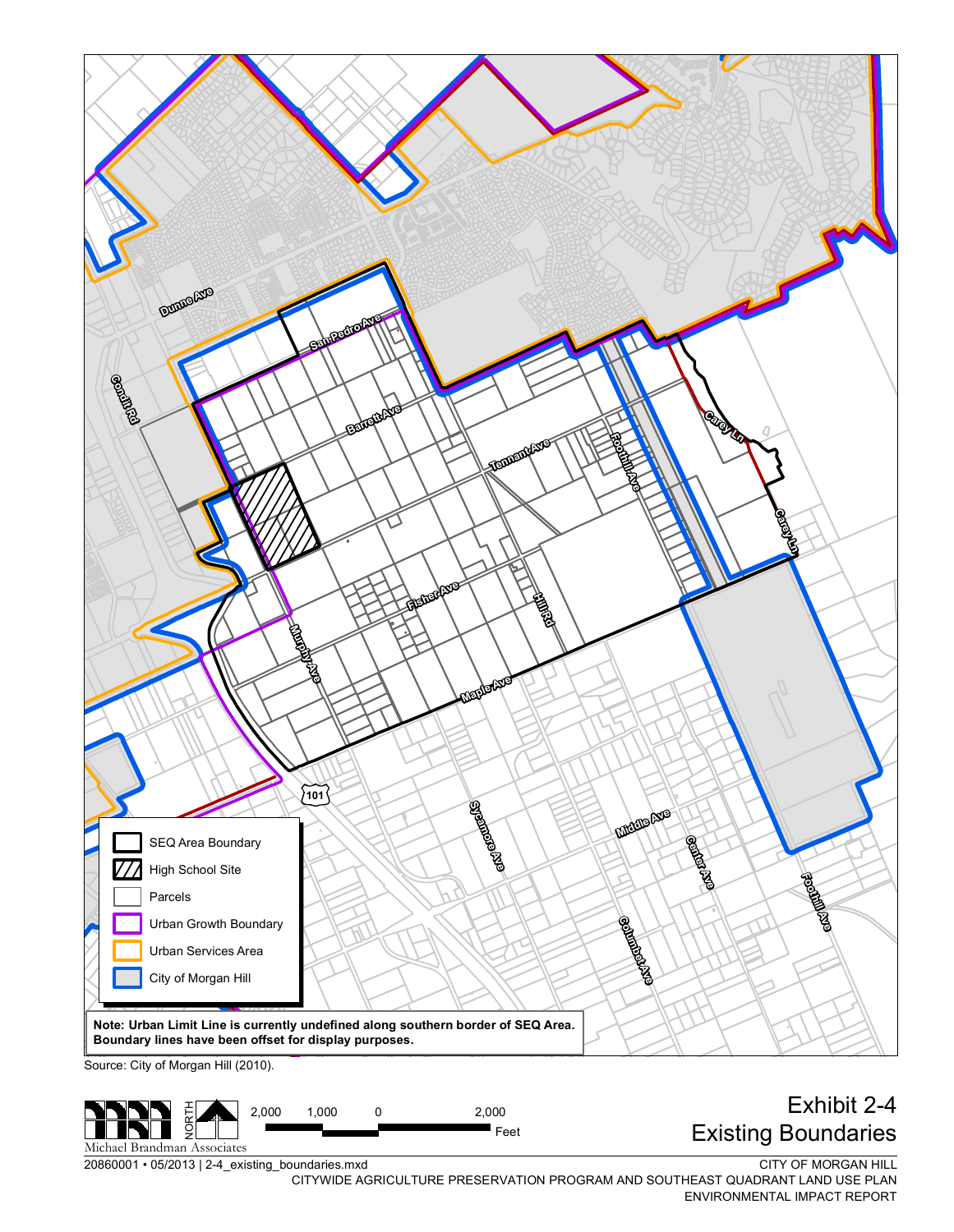Dunne Ave

San Pedro Ave

Condit Rd

Barrett Ave

Tennant Ave

Foothill Ave

Carey Ln

Carey Ln

Fisher Ave

Hill Rd

Murphy Ave

Maple Ave

101

Sycamore Ave

Middle Ave

Center Ave

Foothill Ave

Columbet Ave

- SEQ Area Boundary
- High School Site
- Parcels
- Urban Growth Boundary
- Urban Services Area
- City of Morgan Hill

**Note: Urban Limit Line is currently undefined along southern border of SEQ Area. Boundary lines have been offset for display purposes.**

Source: City of Morgan Hill (2010).

Michael Brandman Associates

NORTH

2,000 1,000 0 2,000 Feet

# Exhibit 2-4
# Existing Boundaries

20860001 • 05/2013 | 2-4_existing_boundaries.mxd

CITY OF MORGAN HILL
CITYWIDE AGRICULTURE PRESERVATION PROGRAM AND SOUTHEAST QUADRANT LAND USE PLAN
ENVIRONMENTAL IMPACT REPORT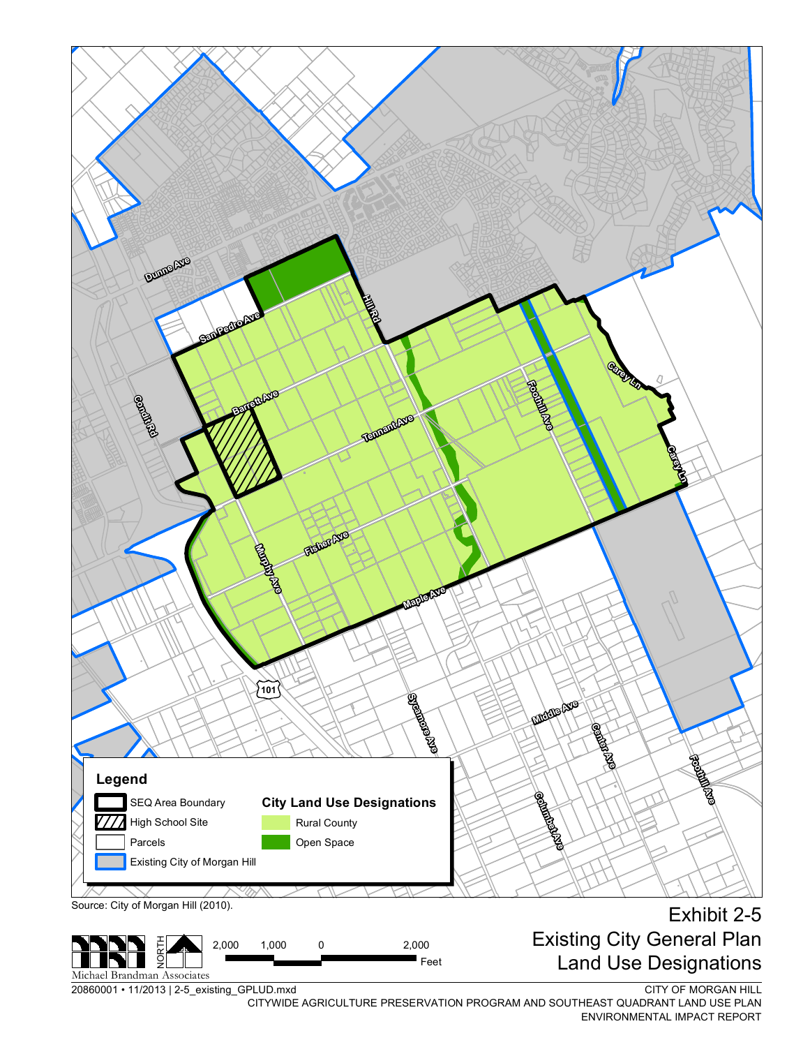Dunne Ave

San Pedro Ave

Hill Rd

Condit Rd

Barrett Ave

Tennant Ave

Foothill Ave

Carey Ln

Carey Ln

Murphy Ave

Fisher Ave

Maple Ave

101

Sycamore Ave

Middle Ave

Center Ave

Columbet Ave

Foothill Ave

**Legend**

SEQ Area Boundary

High School Site

Parcels

Existing City of Morgan Hill

**City Land Use Designations**

Rural County

Open Space

Source: City of Morgan Hill (2010).

NORTH

2,000 1,000 0 2,000

Feet

Michael Brandman Associates

# Exhibit 2-5
## Existing City General Plan Land Use Designations

20860001 • 11/2013 | 2-5_existing_GPLUD.mxd

CITY OF MORGAN HILL
CITYWIDE AGRICULTURE PRESERVATION PROGRAM AND SOUTHEAST QUADRANT LAND USE PLAN
ENVIRONMENTAL IMPACT REPORT